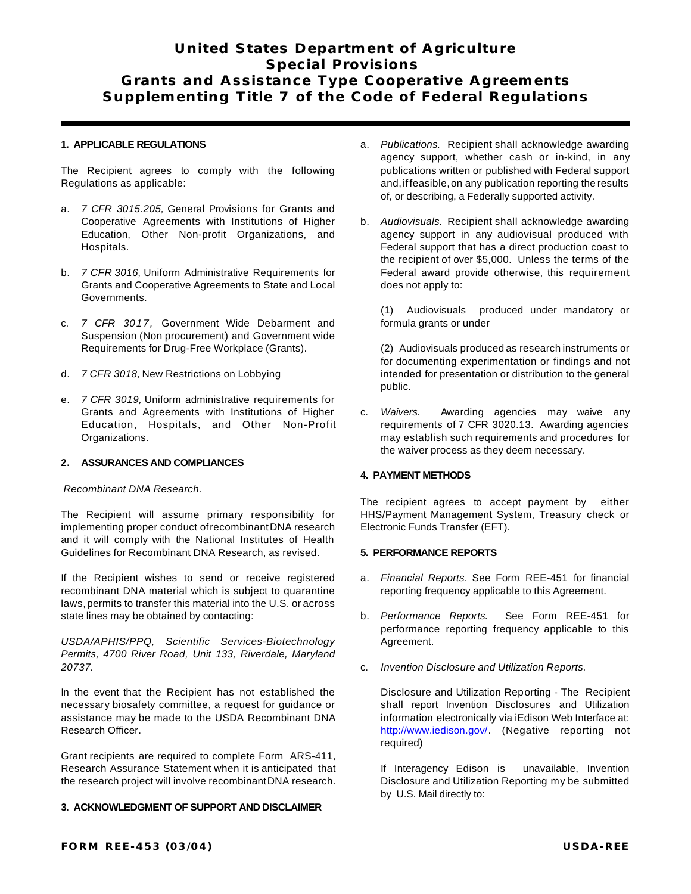# United States Department of Agriculture
# Special Provisions
# Grants and Assistance Type Cooperative Agreements
# Supplementing Title 7 of the Code of Federal Regulations

## 1. APPLICABLE REGULATIONS

The Recipient agrees to comply with the following Regulations as applicable:

a. *7 CFR 3015.205,* General Provisions for Grants and Cooperative Agreements with Institutions of Higher Education, Other Non-profit Organizations, and Hospitals.

b. *7 CFR 3016,* Uniform Administrative Requirements for Grants and Cooperative Agreements to State and Local Governments.

c. *7 CFR 3017,* Government Wide Debarment and Suspension (Non procurement) and Government wide Requirements for Drug-Free Workplace (Grants).

d. *7 CFR 3018,* New Restrictions on Lobbying

e. *7 CFR 3019,* Uniform administrative requirements for Grants and Agreements with Institutions of Higher Education, Hospitals, and Other Non-Profit Organizations.

## 2. ASSURANCES AND COMPLIANCES

*Recombinant DNA Research.*

The Recipient will assume primary responsibility for implementing proper conduct of recombinant DNA research and it will comply with the National Institutes of Health Guidelines for Recombinant DNA Research, as revised.

If the Recipient wishes to send or receive registered recombinant DNA material which is subject to quarantine laws, permits to transfer this material into the U.S. or across state lines may be obtained by contacting:

*USDA/APHIS/PPQ, Scientific Services-Biotechnology Permits, 4700 River Road, Unit 133, Riverdale, Maryland 20737.*

In the event that the Recipient has not established the necessary biosafety committee, a request for guidance or assistance may be made to the USDA Recombinant DNA Research Officer.

Grant recipients are required to complete Form ARS-411, Research Assurance Statement when it is anticipated that the research project will involve recombinant DNA research.

## 3. ACKNOWLEDGMENT OF SUPPORT AND DISCLAIMER

a. *Publications.* Recipient shall acknowledge awarding agency support, whether cash or in-kind, in any publications written or published with Federal support and, if feasible, on any publication reporting the results of, or describing, a Federally supported activity.

b. *Audiovisuals.* Recipient shall acknowledge awarding agency support in any audiovisual produced with Federal support that has a direct production coast to the recipient of over $5,000. Unless the terms of the Federal award provide otherwise, this requirement does not apply to:

   (1) Audiovisuals produced under mandatory or formula grants or under

   (2) Audiovisuals produced as research instruments or for documenting experimentation or findings and not intended for presentation or distribution to the general public.

c. *Waivers.* Awarding agencies may waive any requirements of 7 CFR 3020.13. Awarding agencies may establish such requirements and procedures for the waiver process as they deem necessary.

## 4. PAYMENT METHODS

The recipient agrees to accept payment by either HHS/Payment Management System, Treasury check or Electronic Funds Transfer (EFT).

## 5. PERFORMANCE REPORTS

a. *Financial Reports*. See Form REE-451 for financial reporting frequency applicable to this Agreement.

b. *Performance Reports.* See Form REE-451 for performance reporting frequency applicable to this Agreement.

c. *Invention Disclosure and Utilization Reports.*

   Disclosure and Utilization Reporting - The Recipient shall report Invention Disclosures and Utilization information electronically via iEdison Web Interface at: [http://www.iedison.gov/](http://www.iedison.gov/). (Negative reporting not required)

   If Interagency Edison is unavailable, Invention Disclosure and Utilization Reporting my be submitted by U.S. Mail directly to: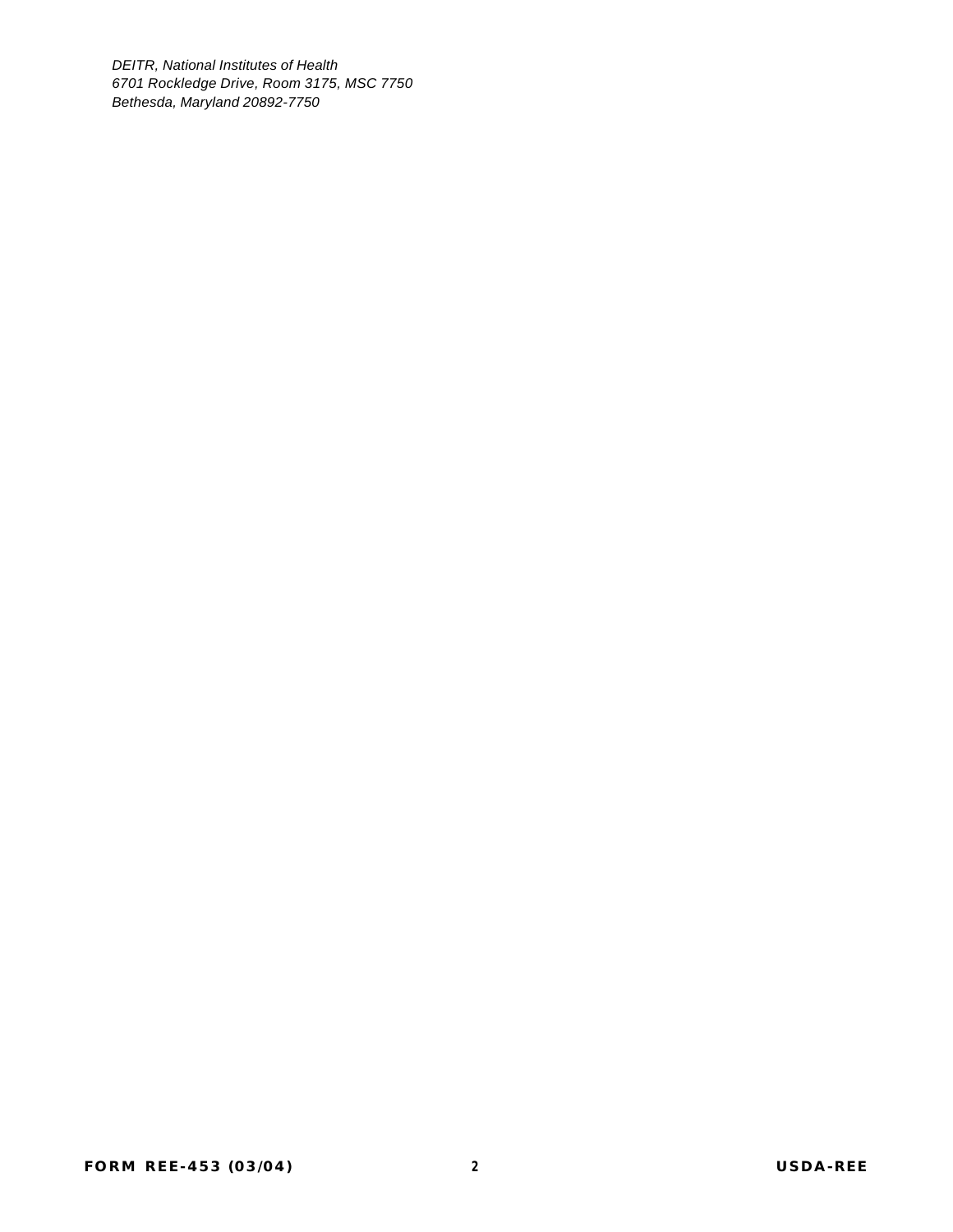*DEITR, National Institutes of Health*
*6701 Rockledge Drive, Room 3175, MSC 7750*
*Bethesda, Maryland 20892-7750*